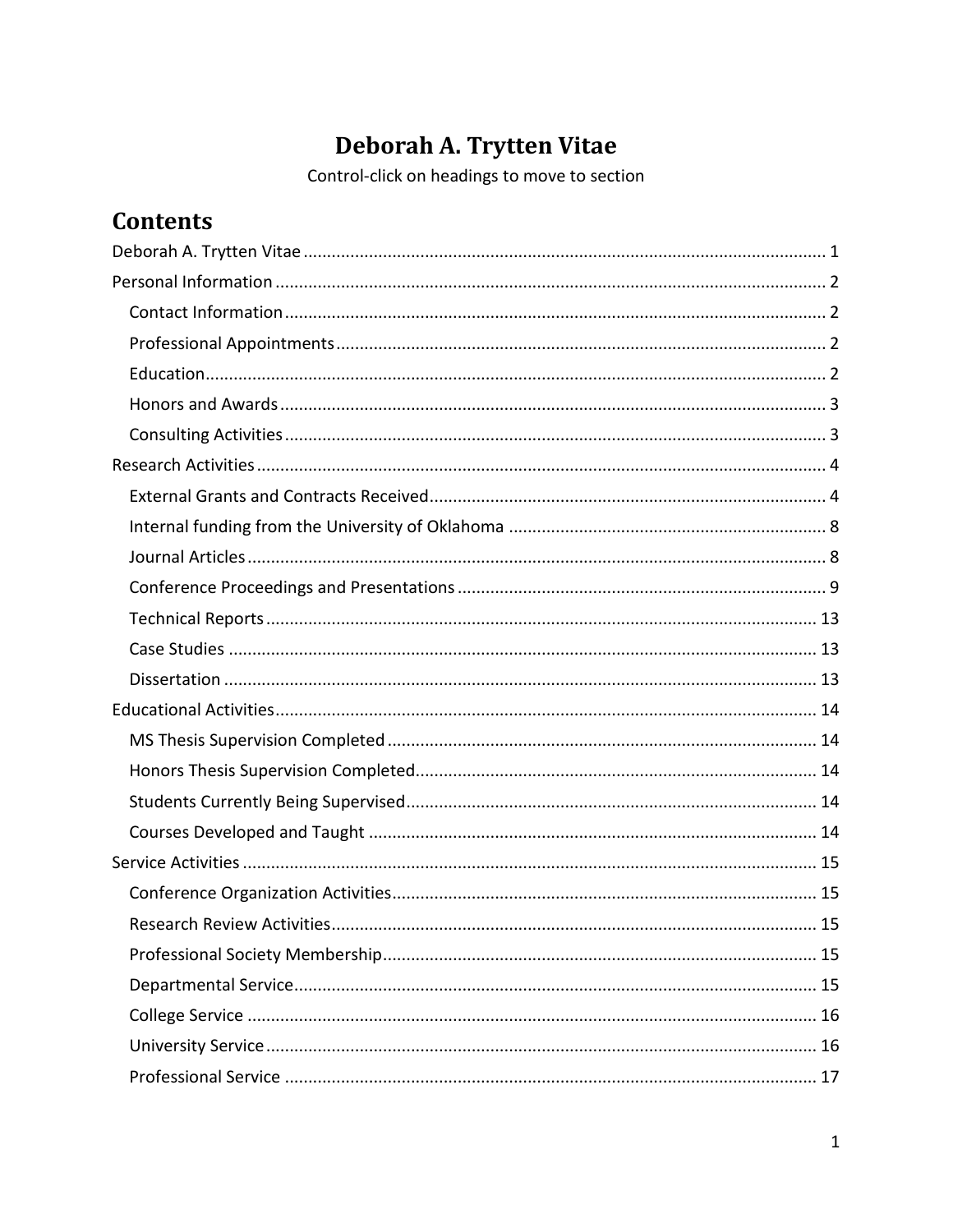# Deborah A. Trytten Vitae

Control-click on headings to move to section

## Contents

Deborah A. Trytten Vitae ........ 1

Personal Information ........ 2

- Contact Information ........ 2
- Professional Appointments ........ 2
- Education ........ 2
- Honors and Awards ........ 3
- Consulting Activities ........ 3

Research Activities ........ 4

- External Grants and Contracts Received ........ 4
- Internal funding from the University of Oklahoma ........ 8
- Journal Articles ........ 8
- Conference Proceedings and Presentations ........ 9
- Technical Reports ........ 13
- Case Studies ........ 13
- Dissertation ........ 13

Educational Activities ........ 14

- MS Thesis Supervision Completed ........ 14
- Honors Thesis Supervision Completed ........ 14
- Students Currently Being Supervised ........ 14
- Courses Developed and Taught ........ 14

Service Activities ........ 15

- Conference Organization Activities ........ 15
- Research Review Activities ........ 15
- Professional Society Membership ........ 15
- Departmental Service ........ 15
- College Service ........ 16
- University Service ........ 16
- Professional Service ........ 17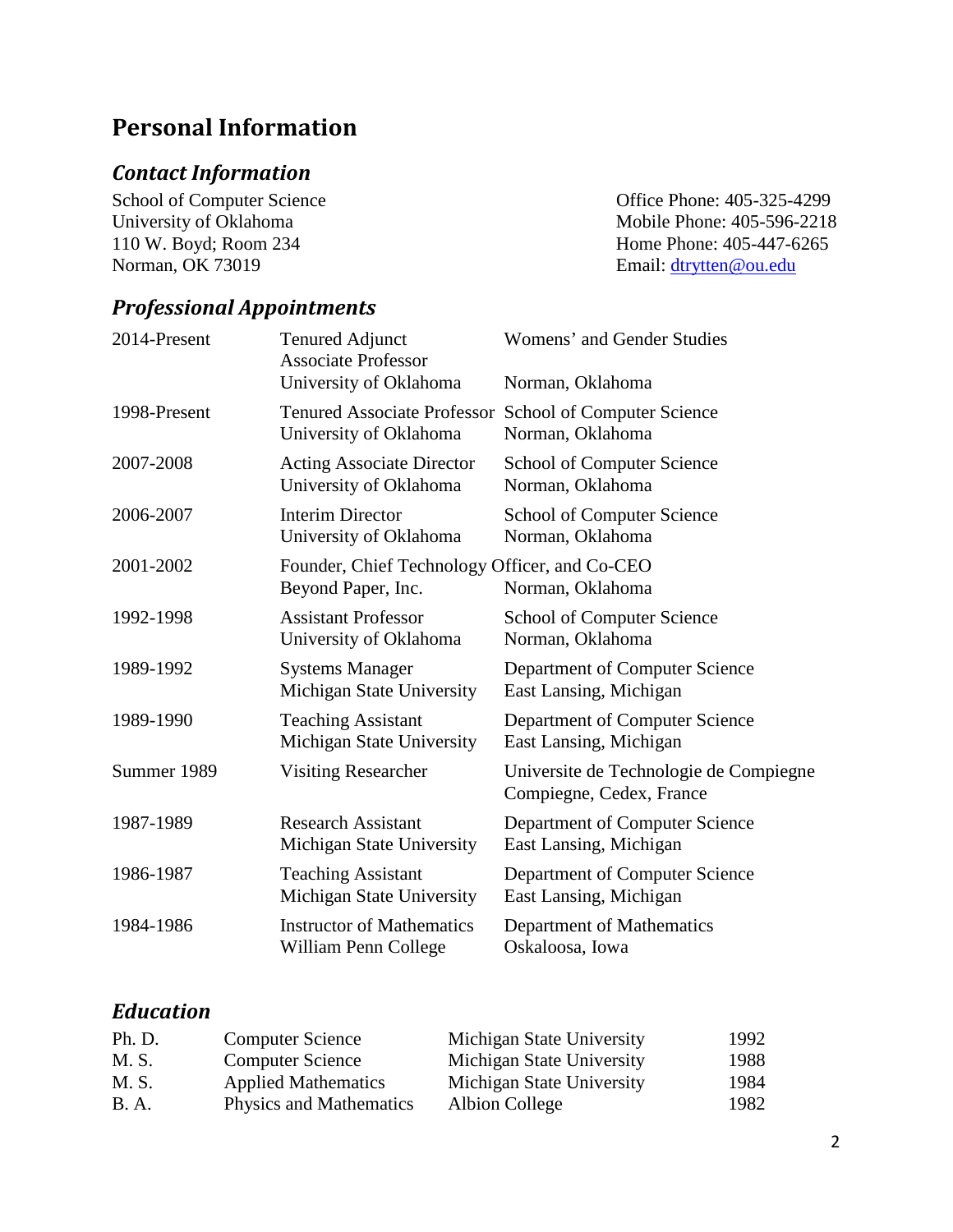# Personal Information

## *Contact Information*

School of Computer Science
University of Oklahoma
110 W. Boyd; Room 234
Norman, OK 73019

Office Phone: 405-325-4299
Mobile Phone: 405-596-2218
Home Phone: 405-447-6265
Email: dtrytten@ou.edu

## *Professional Appointments*

| | | |
|---|---|---|
| 2014-Present | Tenured Adjunct Associate Professor<br>University of Oklahoma | Womens' and Gender Studies<br>Norman, Oklahoma |
| 1998-Present | Tenured Associate Professor<br>University of Oklahoma | School of Computer Science<br>Norman, Oklahoma |
| 2007-2008 | Acting Associate Director<br>University of Oklahoma | School of Computer Science<br>Norman, Oklahoma |
| 2006-2007 | Interim Director<br>University of Oklahoma | School of Computer Science<br>Norman, Oklahoma |
| 2001-2002 | Founder, Chief Technology Officer, and Co-CEO<br>Beyond Paper, Inc. | Norman, Oklahoma |
| 1992-1998 | Assistant Professor<br>University of Oklahoma | School of Computer Science<br>Norman, Oklahoma |
| 1989-1992 | Systems Manager<br>Michigan State University | Department of Computer Science<br>East Lansing, Michigan |
| 1989-1990 | Teaching Assistant<br>Michigan State University | Department of Computer Science<br>East Lansing, Michigan |
| Summer 1989 | Visiting Researcher | Universite de Technologie de Compiegne<br>Compiegne, Cedex, France |
| 1987-1989 | Research Assistant<br>Michigan State University | Department of Computer Science<br>East Lansing, Michigan |
| 1986-1987 | Teaching Assistant<br>Michigan State University | Department of Computer Science<br>East Lansing, Michigan |
| 1984-1986 | Instructor of Mathematics<br>William Penn College | Department of Mathematics<br>Oskaloosa, Iowa |

## *Education*

| | | | |
|---|---|---|---|
| Ph. D. | Computer Science | Michigan State University | 1992 |
| M. S. | Computer Science | Michigan State University | 1988 |
| M. S. | Applied Mathematics | Michigan State University | 1984 |
| B. A. | Physics and Mathematics | Albion College | 1982 |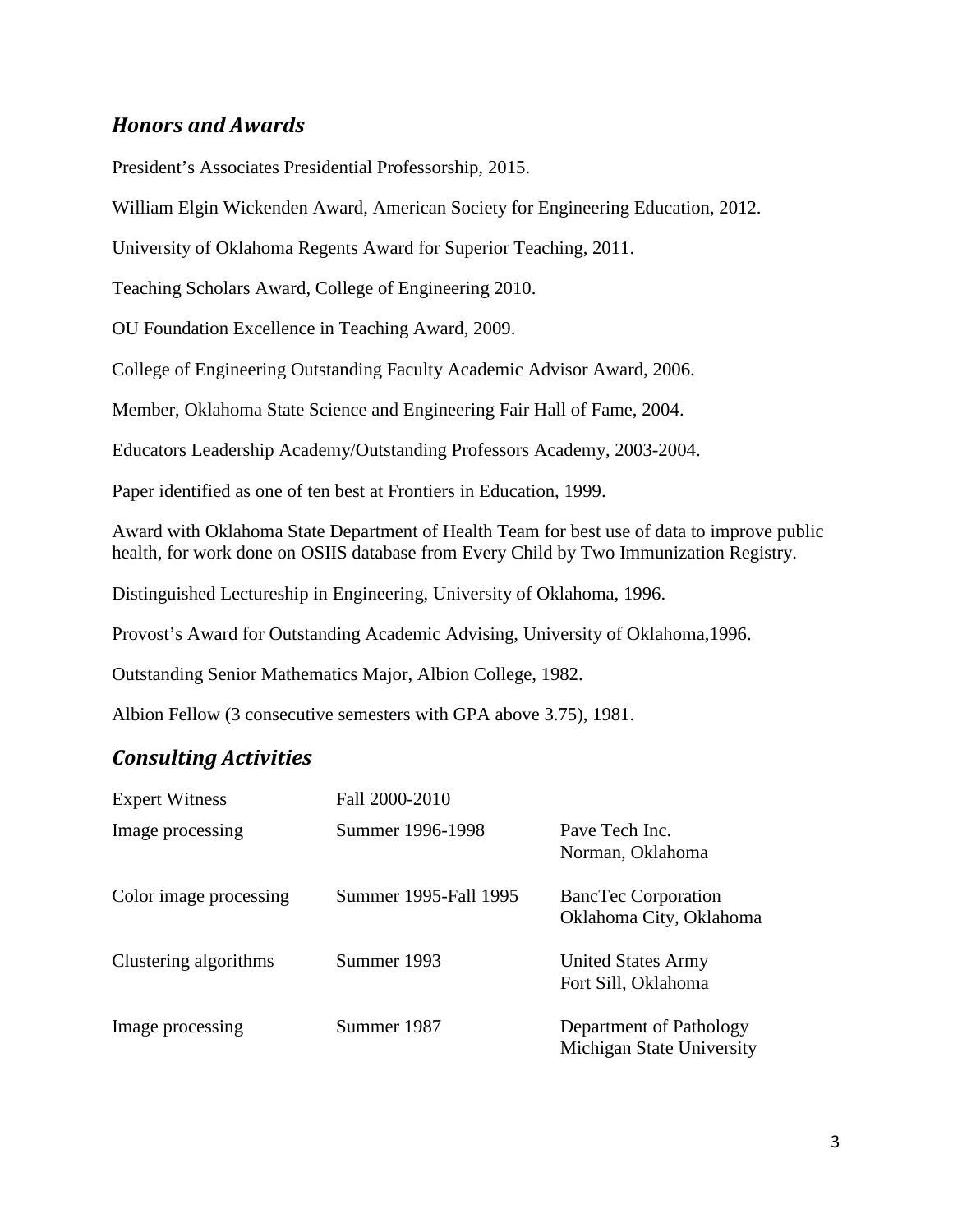## *Honors and Awards*

President's Associates Presidential Professorship, 2015.

William Elgin Wickenden Award, American Society for Engineering Education, 2012.

University of Oklahoma Regents Award for Superior Teaching, 2011.

Teaching Scholars Award, College of Engineering 2010.

OU Foundation Excellence in Teaching Award, 2009.

College of Engineering Outstanding Faculty Academic Advisor Award, 2006.

Member, Oklahoma State Science and Engineering Fair Hall of Fame, 2004.

Educators Leadership Academy/Outstanding Professors Academy, 2003-2004.

Paper identified as one of ten best at Frontiers in Education, 1999.

Award with Oklahoma State Department of Health Team for best use of data to improve public health, for work done on OSIIS database from Every Child by Two Immunization Registry.

Distinguished Lectureship in Engineering, University of Oklahoma, 1996.

Provost's Award for Outstanding Academic Advising, University of Oklahoma,1996.

Outstanding Senior Mathematics Major, Albion College, 1982.

Albion Fellow (3 consecutive semesters with GPA above 3.75), 1981.

## *Consulting Activities*

| | | |
|---|---|---|
| Expert Witness | Fall 2000-2010 | |
| Image processing | Summer 1996-1998 | Pave Tech Inc.<br>Norman, Oklahoma |
| Color image processing | Summer 1995-Fall 1995 | BancTec Corporation<br>Oklahoma City, Oklahoma |
| Clustering algorithms | Summer 1993 | United States Army<br>Fort Sill, Oklahoma |
| Image processing | Summer 1987 | Department of Pathology<br>Michigan State University |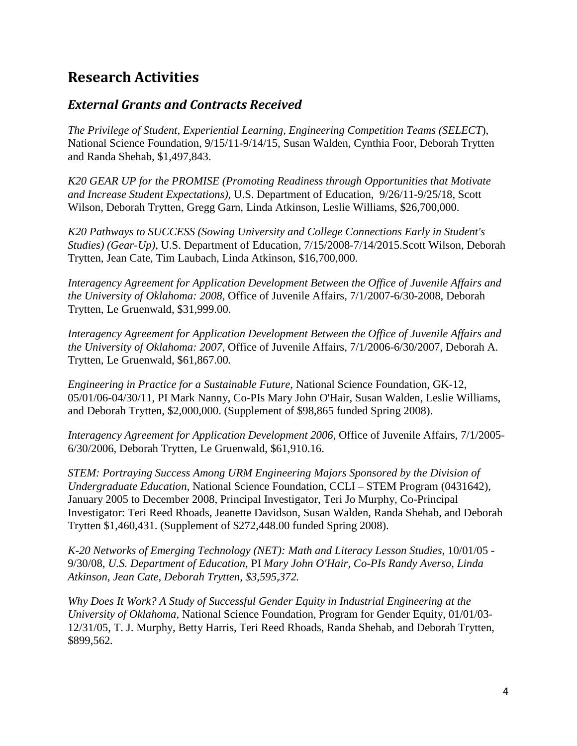## Research Activities

### *External Grants and Contracts Received*

*The Privilege of Student, Experiential Learning, Engineering Competition Teams (SELECT*), National Science Foundation, 9/15/11-9/14/15, Susan Walden, Cynthia Foor, Deborah Trytten and Randa Shehab, $1,497,843.

*K20 GEAR UP for the PROMISE (Promoting Readiness through Opportunities that Motivate and Increase Student Expectations)*, U.S. Department of Education, 9/26/11-9/25/18, Scott Wilson, Deborah Trytten, Gregg Garn, Linda Atkinson, Leslie Williams, $26,700,000.

*K20 Pathways to SUCCESS (Sowing University and College Connections Early in Student's Studies) (Gear-Up)*, U.S. Department of Education, 7/15/2008-7/14/2015.Scott Wilson, Deborah Trytten, Jean Cate, Tim Laubach, Linda Atkinson, $16,700,000.

*Interagency Agreement for Application Development Between the Office of Juvenile Affairs and the University of Oklahoma: 2008*, Office of Juvenile Affairs, 7/1/2007-6/30-2008, Deborah Trytten, Le Gruenwald, $31,999.00.

*Interagency Agreement for Application Development Between the Office of Juvenile Affairs and the University of Oklahoma: 2007*, Office of Juvenile Affairs, 7/1/2006-6/30/2007, Deborah A. Trytten, Le Gruenwald, $61,867.00*.*

*Engineering in Practice for a Sustainable Future*, National Science Foundation, GK-12, 05/01/06-04/30/11, PI Mark Nanny, Co-PIs Mary John O'Hair, Susan Walden, Leslie Williams, and Deborah Trytten, $2,000,000. (Supplement of $98,865 funded Spring 2008).

*Interagency Agreement for Application Development 2006*, Office of Juvenile Affairs, 7/1/2005-6/30/2006, Deborah Trytten, Le Gruenwald, $61,910.16.

*STEM: Portraying Success Among URM Engineering Majors Sponsored by the Division of Undergraduate Education*, National Science Foundation, CCLI – STEM Program (0431642), January 2005 to December 2008, Principal Investigator, Teri Jo Murphy, Co-Principal Investigator: Teri Reed Rhoads, Jeanette Davidson, Susan Walden, Randa Shehab, and Deborah Trytten $1,460,431*.* (Supplement of $272,448.00 funded Spring 2008).

*K-20 Networks of Emerging Technology (NET): Math and Literacy Lesson Studies*, 10/01/05 - 9/30/08, *U.S. Department of Education,* PI *Mary John O'Hair, Co-PIs Randy Averso, Linda Atkinson, Jean Cate, Deborah Trytten, $3,595,372.*

*Why Does It Work? A Study of Successful Gender Equity in Industrial Engineering at the University of Oklahoma*, National Science Foundation, Program for Gender Equity, 01/01/03-12/31/05, T. J. Murphy, Betty Harris, Teri Reed Rhoads, Randa Shehab, and Deborah Trytten, $899,562*.*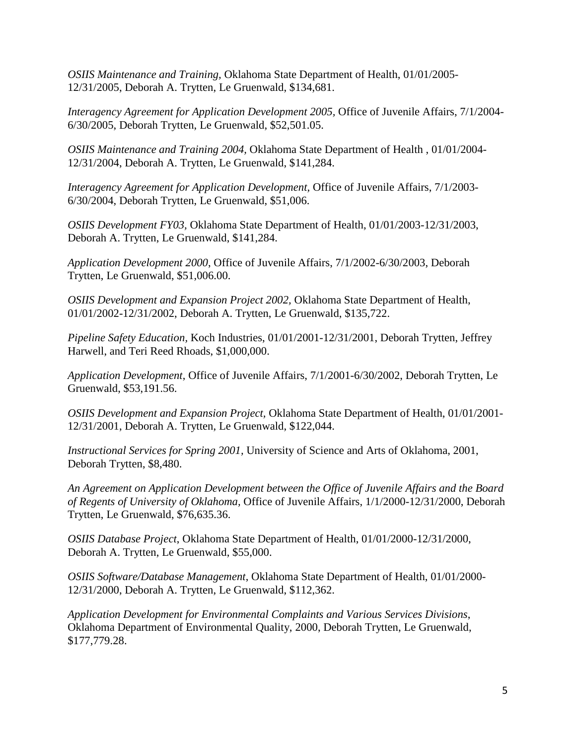*OSIIS Maintenance and Training*, Oklahoma State Department of Health, 01/01/2005-12/31/2005, Deborah A. Trytten, Le Gruenwald, $134,681.

*Interagency Agreement for Application Development 2005*, Office of Juvenile Affairs, 7/1/2004-6/30/2005, Deborah Trytten, Le Gruenwald, $52,501.05.

*OSIIS Maintenance and Training 2004*, Oklahoma State Department of Health , 01/01/2004-12/31/2004, Deborah A. Trytten, Le Gruenwald, $141,284.

*Interagency Agreement for Application Development*, Office of Juvenile Affairs, 7/1/2003-6/30/2004, Deborah Trytten, Le Gruenwald, $51,006.

*OSIIS Development FY03*, Oklahoma State Department of Health, 01/01/2003-12/31/2003, Deborah A. Trytten, Le Gruenwald, $141,284.

*Application Development 2000*, Office of Juvenile Affairs, 7/1/2002-6/30/2003, Deborah Trytten, Le Gruenwald, $51,006.00.

*OSIIS Development and Expansion Project 2002*, Oklahoma State Department of Health, 01/01/2002-12/31/2002, Deborah A. Trytten, Le Gruenwald, $135,722.

*Pipeline Safety Education*, Koch Industries, 01/01/2001-12/31/2001, Deborah Trytten, Jeffrey Harwell, and Teri Reed Rhoads, $1,000,000.

*Application Development*, Office of Juvenile Affairs, 7/1/2001-6/30/2002, Deborah Trytten, Le Gruenwald, $53,191.56.

*OSIIS Development and Expansion Project*, Oklahoma State Department of Health, 01/01/2001-12/31/2001, Deborah A. Trytten, Le Gruenwald, $122,044.

*Instructional Services for Spring 2001*, University of Science and Arts of Oklahoma, 2001, Deborah Trytten, $8,480.

*An Agreement on Application Development between the Office of Juvenile Affairs and the Board of Regents of University of Oklahoma*, Office of Juvenile Affairs, 1/1/2000-12/31/2000, Deborah Trytten, Le Gruenwald, $76,635.36.

*OSIIS Database Project*, Oklahoma State Department of Health, 01/01/2000-12/31/2000, Deborah A. Trytten, Le Gruenwald, $55,000.

*OSIIS Software/Database Management*, Oklahoma State Department of Health, 01/01/2000-12/31/2000, Deborah A. Trytten, Le Gruenwald, $112,362.

*Application Development for Environmental Complaints and Various Services Divisions*, Oklahoma Department of Environmental Quality, 2000, Deborah Trytten, Le Gruenwald, $177,779.28.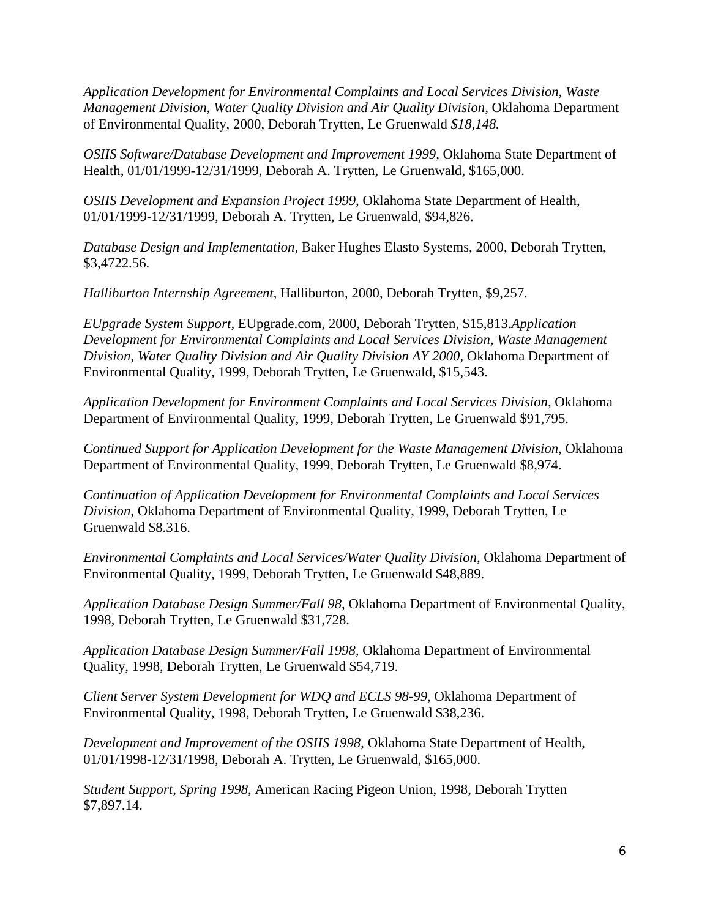*Application Development for Environmental Complaints and Local Services Division, Waste Management Division, Water Quality Division and Air Quality Division,* Oklahoma Department of Environmental Quality, 2000, Deborah Trytten, Le Gruenwald *$18,148.*

*OSIIS Software/Database Development and Improvement 1999,* Oklahoma State Department of Health, 01/01/1999-12/31/1999, Deborah A. Trytten, Le Gruenwald, $165,000.

*OSIIS Development and Expansion Project 1999,* Oklahoma State Department of Health, 01/01/1999-12/31/1999, Deborah A. Trytten, Le Gruenwald, $94,826.

*Database Design and Implementation,* Baker Hughes Elasto Systems, 2000, Deborah Trytten, $3,4722.56.

*Halliburton Internship Agreement*, Halliburton, 2000, Deborah Trytten, $9,257.

*EUpgrade System Support,* EUpgrade.com, 2000, Deborah Trytten, $15,813.*Application Development for Environmental Complaints and Local Services Division, Waste Management Division, Water Quality Division and Air Quality Division AY 2000*, Oklahoma Department of Environmental Quality, 1999, Deborah Trytten, Le Gruenwald, $15,543.

*Application Development for Environment Complaints and Local Services Division,* Oklahoma Department of Environmental Quality, 1999, Deborah Trytten, Le Gruenwald $91,795.

*Continued Support for Application Development for the Waste Management Division*, Oklahoma Department of Environmental Quality, 1999, Deborah Trytten, Le Gruenwald $8,974.

*Continuation of Application Development for Environmental Complaints and Local Services Division,* Oklahoma Department of Environmental Quality, 1999, Deborah Trytten, Le Gruenwald $8.316.

*Environmental Complaints and Local Services/Water Quality Division*, Oklahoma Department of Environmental Quality, 1999, Deborah Trytten, Le Gruenwald $48,889.

*Application Database Design Summer/Fall 98,* Oklahoma Department of Environmental Quality, 1998, Deborah Trytten, Le Gruenwald $31,728.

*Application Database Design Summer/Fall 1998,* Oklahoma Department of Environmental Quality, 1998, Deborah Trytten, Le Gruenwald $54,719.

*Client Server System Development for WDQ and ECLS 98-99,* Oklahoma Department of Environmental Quality, 1998, Deborah Trytten, Le Gruenwald $38,236.

*Development and Improvement of the OSIIS 1998,* Oklahoma State Department of Health, 01/01/1998-12/31/1998, Deborah A. Trytten, Le Gruenwald, $165,000.

*Student Support, Spring 1998,* American Racing Pigeon Union, 1998, Deborah Trytten $7,897.14.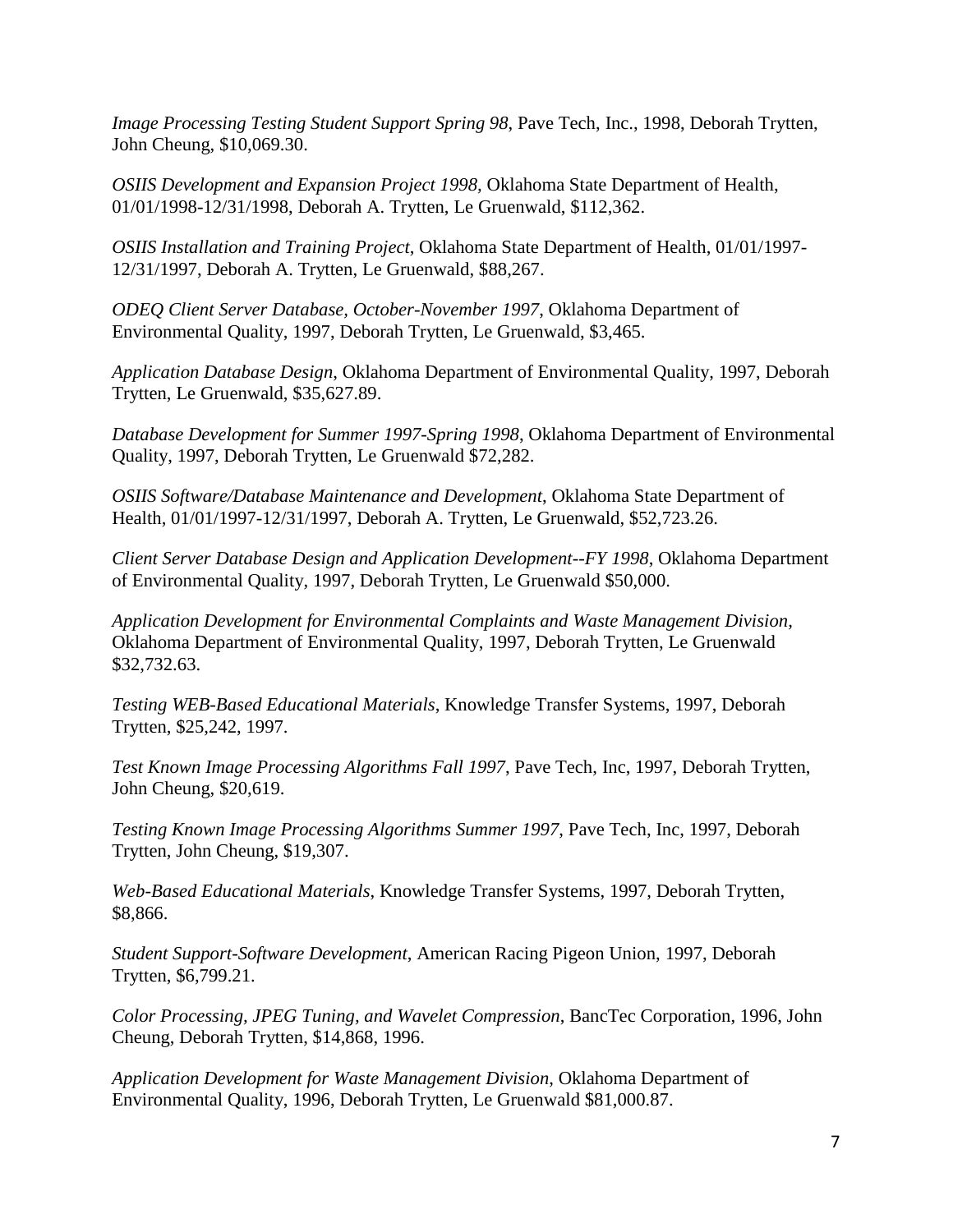*Image Processing Testing Student Support Spring 98*, Pave Tech, Inc., 1998, Deborah Trytten, John Cheung, $10,069.30.

*OSIIS Development and Expansion Project 1998*, Oklahoma State Department of Health, 01/01/1998-12/31/1998, Deborah A. Trytten, Le Gruenwald, $112,362.

*OSIIS Installation and Training Project*, Oklahoma State Department of Health, 01/01/1997-12/31/1997, Deborah A. Trytten, Le Gruenwald, $88,267.

*ODEQ Client Server Database, October-November 1997*, Oklahoma Department of Environmental Quality, 1997, Deborah Trytten, Le Gruenwald, $3,465.

*Application Database Design*, Oklahoma Department of Environmental Quality, 1997, Deborah Trytten, Le Gruenwald, $35,627.89.

*Database Development for Summer 1997-Spring 1998*, Oklahoma Department of Environmental Quality, 1997, Deborah Trytten, Le Gruenwald $72,282.

*OSIIS Software/Database Maintenance and Development*, Oklahoma State Department of Health, 01/01/1997-12/31/1997, Deborah A. Trytten, Le Gruenwald, $52,723.26.

*Client Server Database Design and Application Development--FY 1998*, Oklahoma Department of Environmental Quality, 1997, Deborah Trytten, Le Gruenwald $50,000.

*Application Development for Environmental Complaints and Waste Management Division*, Oklahoma Department of Environmental Quality, 1997, Deborah Trytten, Le Gruenwald $32,732.63.

*Testing WEB-Based Educational Materials*, Knowledge Transfer Systems, 1997, Deborah Trytten, $25,242, 1997.

*Test Known Image Processing Algorithms Fall 1997*, Pave Tech, Inc, 1997, Deborah Trytten, John Cheung, $20,619.

*Testing Known Image Processing Algorithms Summer 1997*, Pave Tech, Inc, 1997, Deborah Trytten, John Cheung, $19,307.

*Web-Based Educational Materials*, Knowledge Transfer Systems, 1997, Deborah Trytten, $8,866.

*Student Support-Software Development*, American Racing Pigeon Union, 1997, Deborah Trytten, $6,799.21.

*Color Processing, JPEG Tuning, and Wavelet Compression*, BancTec Corporation, 1996, John Cheung, Deborah Trytten, $14,868, 1996.

*Application Development for Waste Management Division*, Oklahoma Department of Environmental Quality, 1996, Deborah Trytten, Le Gruenwald $81,000.87.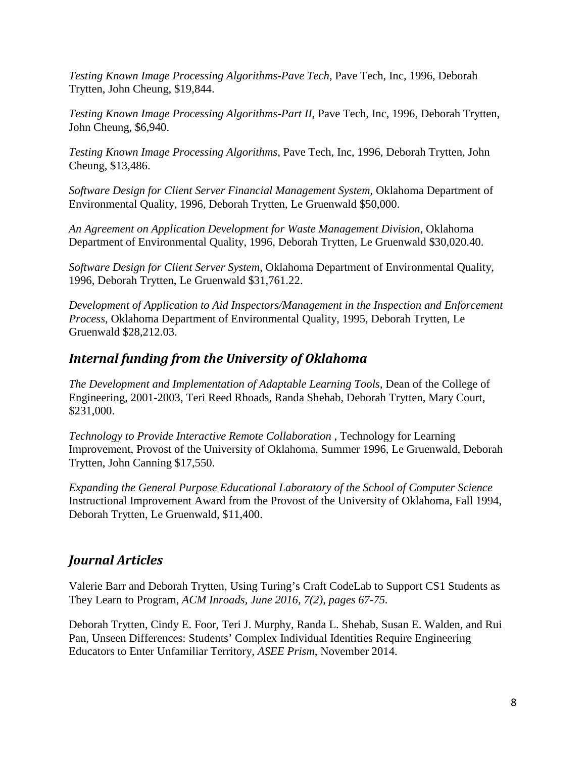*Testing Known Image Processing Algorithms-Pave Tech*, Pave Tech, Inc, 1996, Deborah Trytten, John Cheung, $19,844.

*Testing Known Image Processing Algorithms-Part II*, Pave Tech, Inc, 1996, Deborah Trytten, John Cheung, $6,940.

*Testing Known Image Processing Algorithms*, Pave Tech, Inc, 1996, Deborah Trytten, John Cheung, $13,486.

*Software Design for Client Server Financial Management System*, Oklahoma Department of Environmental Quality, 1996, Deborah Trytten, Le Gruenwald $50,000.

*An Agreement on Application Development for Waste Management Division*, Oklahoma Department of Environmental Quality, 1996, Deborah Trytten, Le Gruenwald $30,020.40.

*Software Design for Client Server System*, Oklahoma Department of Environmental Quality, 1996, Deborah Trytten, Le Gruenwald $31,761.22.

*Development of Application to Aid Inspectors/Management in the Inspection and Enforcement Process*, Oklahoma Department of Environmental Quality, 1995, Deborah Trytten, Le Gruenwald $28,212.03.

## *Internal funding from the University of Oklahoma*

*The Development and Implementation of Adaptable Learning Tools*, Dean of the College of Engineering, 2001-2003, Teri Reed Rhoads, Randa Shehab, Deborah Trytten, Mary Court, $231,000.

*Technology to Provide Interactive Remote Collaboration* , Technology for Learning Improvement, Provost of the University of Oklahoma, Summer 1996, Le Gruenwald, Deborah Trytten, John Canning $17,550.

*Expanding the General Purpose Educational Laboratory of the School of Computer Science* Instructional Improvement Award from the Provost of the University of Oklahoma, Fall 1994, Deborah Trytten, Le Gruenwald, $11,400.

## *Journal Articles*

Valerie Barr and Deborah Trytten, Using Turing's Craft CodeLab to Support CS1 Students as They Learn to Program, *ACM Inroads, June 2016, 7(2), pages 67-75.*

Deborah Trytten, Cindy E. Foor, Teri J. Murphy, Randa L. Shehab, Susan E. Walden, and Rui Pan, Unseen Differences: Students' Complex Individual Identities Require Engineering Educators to Enter Unfamiliar Territory, *ASEE Prism*, November 2014.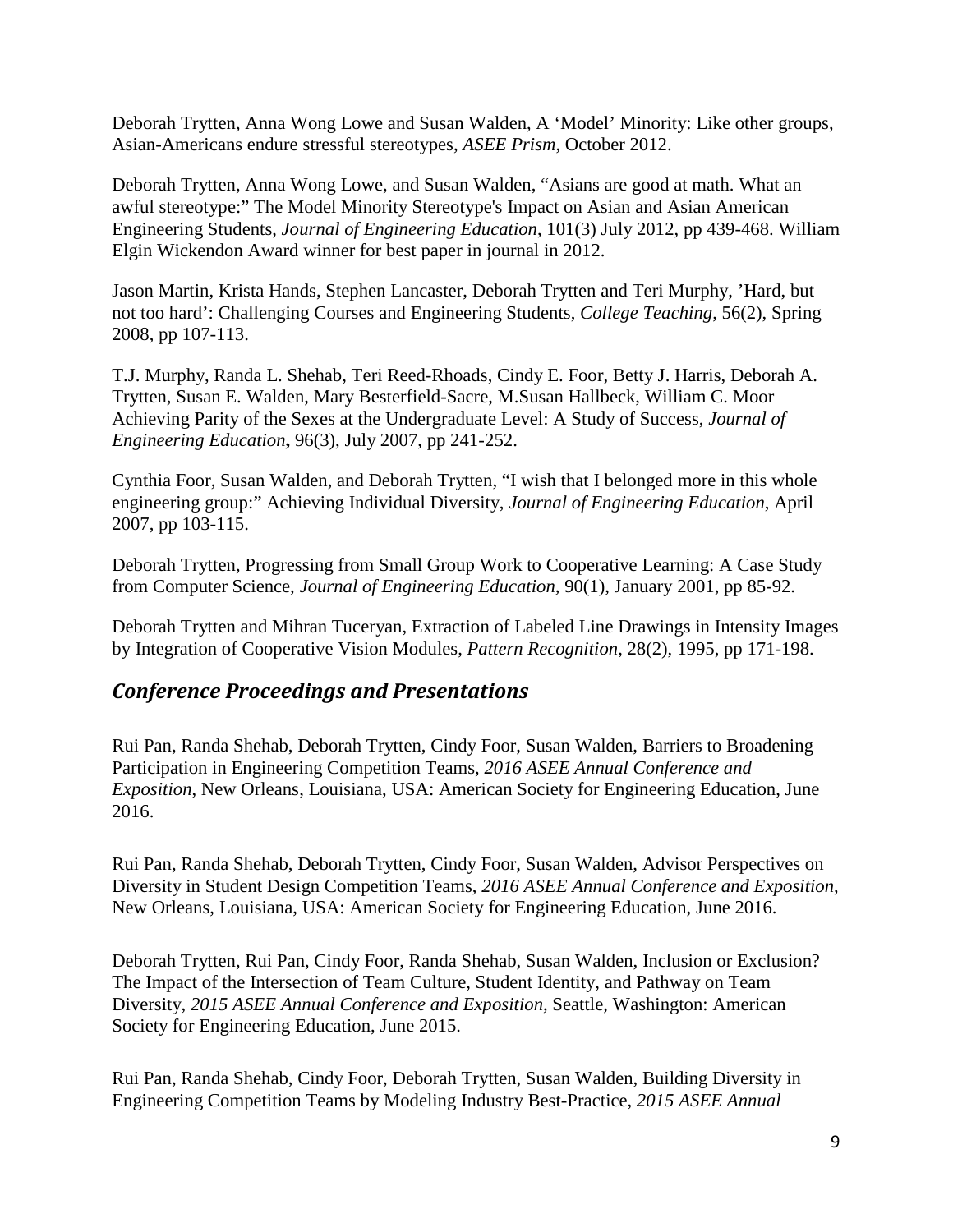Deborah Trytten, Anna Wong Lowe and Susan Walden, A 'Model' Minority: Like other groups, Asian-Americans endure stressful stereotypes, *ASEE Prism*, October 2012.

Deborah Trytten, Anna Wong Lowe, and Susan Walden, "Asians are good at math. What an awful stereotype:" The Model Minority Stereotype's Impact on Asian and Asian American Engineering Students, *Journal of Engineering Education*, 101(3) July 2012, pp 439-468. William Elgin Wickendon Award winner for best paper in journal in 2012.

Jason Martin, Krista Hands, Stephen Lancaster, Deborah Trytten and Teri Murphy, 'Hard, but not too hard': Challenging Courses and Engineering Students, *College Teaching*, 56(2), Spring 2008, pp 107-113.

T.J. Murphy, Randa L. Shehab, Teri Reed-Rhoads, Cindy E. Foor, Betty J. Harris, Deborah A. Trytten, Susan E. Walden, Mary Besterfield-Sacre, M.Susan Hallbeck, William C. Moor Achieving Parity of the Sexes at the Undergraduate Level: A Study of Success, ***Journal of Engineering Education*,** 96(3), July 2007, pp 241-252.

Cynthia Foor, Susan Walden, and Deborah Trytten, "I wish that I belonged more in this whole engineering group:" Achieving Individual Diversity, *Journal of Engineering Education*, April 2007, pp 103-115.

Deborah Trytten, Progressing from Small Group Work to Cooperative Learning: A Case Study from Computer Science, *Journal of Engineering Education*, 90(1), January 2001, pp 85-92.

Deborah Trytten and Mihran Tuceryan, Extraction of Labeled Line Drawings in Intensity Images by Integration of Cooperative Vision Modules, *Pattern Recognition*, 28(2), 1995, pp 171-198.

## *Conference Proceedings and Presentations*

Rui Pan, Randa Shehab, Deborah Trytten, Cindy Foor, Susan Walden, Barriers to Broadening Participation in Engineering Competition Teams, *2016 ASEE Annual Conference and Exposition*, New Orleans, Louisiana, USA: American Society for Engineering Education, June 2016.

Rui Pan, Randa Shehab, Deborah Trytten, Cindy Foor, Susan Walden, Advisor Perspectives on Diversity in Student Design Competition Teams, *2016 ASEE Annual Conference and Exposition*, New Orleans, Louisiana, USA: American Society for Engineering Education, June 2016.

Deborah Trytten, Rui Pan, Cindy Foor, Randa Shehab, Susan Walden, Inclusion or Exclusion? The Impact of the Intersection of Team Culture, Student Identity, and Pathway on Team Diversity, *2015 ASEE Annual Conference and Exposition*, Seattle, Washington: American Society for Engineering Education, June 2015.

Rui Pan, Randa Shehab, Cindy Foor, Deborah Trytten, Susan Walden, Building Diversity in Engineering Competition Teams by Modeling Industry Best-Practice, *2015 ASEE Annual*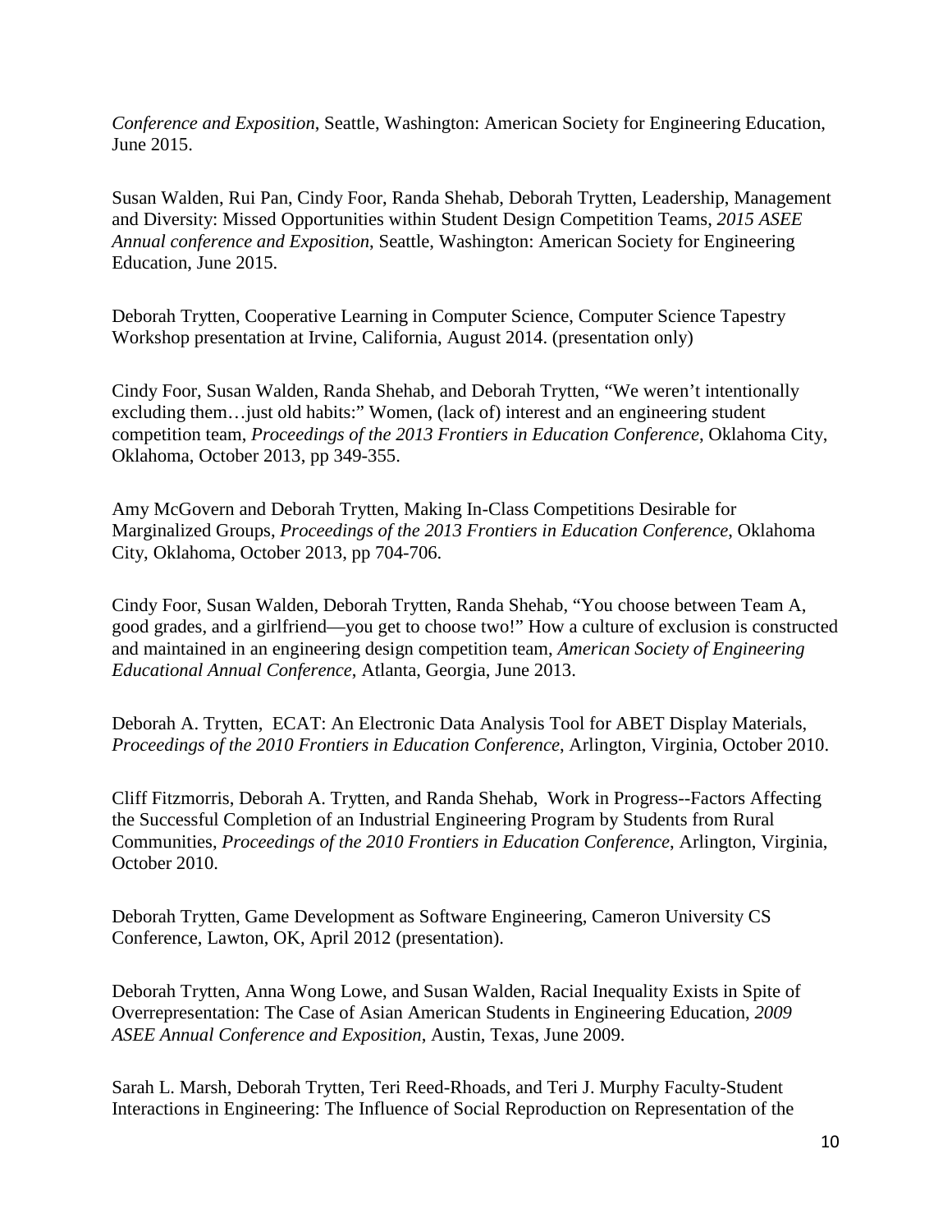*Conference and Exposition*, Seattle, Washington: American Society for Engineering Education, June 2015.

Susan Walden, Rui Pan, Cindy Foor, Randa Shehab, Deborah Trytten, Leadership, Management and Diversity: Missed Opportunities within Student Design Competition Teams, *2015 ASEE Annual conference and Exposition*, Seattle, Washington: American Society for Engineering Education, June 2015.

Deborah Trytten, Cooperative Learning in Computer Science, Computer Science Tapestry Workshop presentation at Irvine, California, August 2014. (presentation only)

Cindy Foor, Susan Walden, Randa Shehab, and Deborah Trytten, "We weren't intentionally excluding them…just old habits:" Women, (lack of) interest and an engineering student competition team, *Proceedings of the 2013 Frontiers in Education Conference*, Oklahoma City, Oklahoma, October 2013, pp 349-355.

Amy McGovern and Deborah Trytten, Making In-Class Competitions Desirable for Marginalized Groups, *Proceedings of the 2013 Frontiers in Education Conference*, Oklahoma City, Oklahoma, October 2013, pp 704-706.

Cindy Foor, Susan Walden, Deborah Trytten, Randa Shehab, "You choose between Team A, good grades, and a girlfriend—you get to choose two!" How a culture of exclusion is constructed and maintained in an engineering design competition team, *American Society of Engineering Educational Annual Conference*, Atlanta, Georgia, June 2013.

Deborah A. Trytten, ECAT: An Electronic Data Analysis Tool for ABET Display Materials, *Proceedings of the 2010 Frontiers in Education Conference*, Arlington, Virginia, October 2010.

Cliff Fitzmorris, Deborah A. Trytten, and Randa Shehab, Work in Progress--Factors Affecting the Successful Completion of an Industrial Engineering Program by Students from Rural Communities, *Proceedings of the 2010 Frontiers in Education Conference*, Arlington, Virginia, October 2010.

Deborah Trytten, Game Development as Software Engineering, Cameron University CS Conference, Lawton, OK, April 2012 (presentation).

Deborah Trytten, Anna Wong Lowe, and Susan Walden, Racial Inequality Exists in Spite of Overrepresentation: The Case of Asian American Students in Engineering Education, *2009 ASEE Annual Conference and Exposition*, Austin, Texas, June 2009.

Sarah L. Marsh, Deborah Trytten, Teri Reed-Rhoads, and Teri J. Murphy Faculty-Student Interactions in Engineering: The Influence of Social Reproduction on Representation of the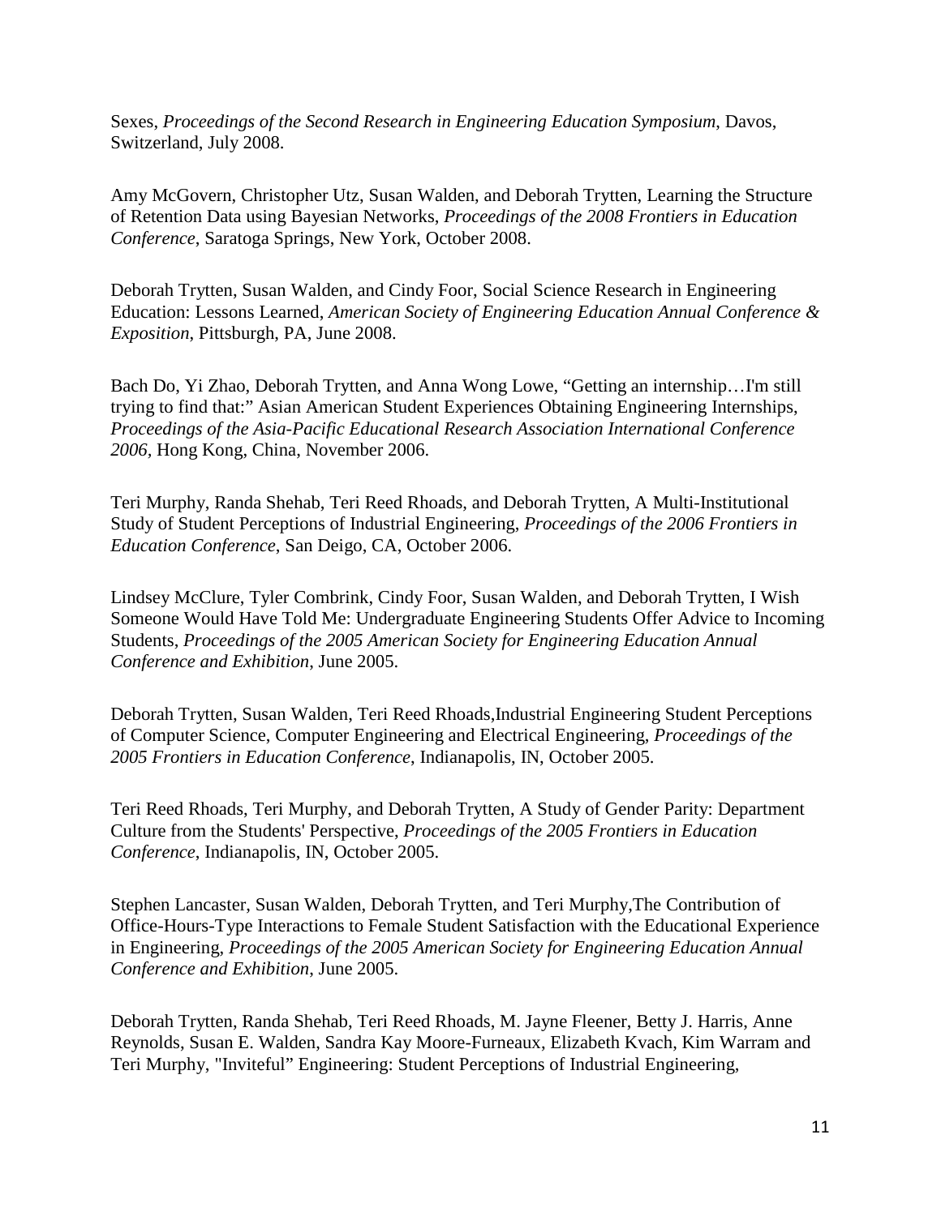Sexes, *Proceedings of the Second Research in Engineering Education Symposium*, Davos, Switzerland, July 2008.

Amy McGovern, Christopher Utz, Susan Walden, and Deborah Trytten, Learning the Structure of Retention Data using Bayesian Networks, *Proceedings of the 2008 Frontiers in Education Conference*, Saratoga Springs, New York, October 2008.

Deborah Trytten, Susan Walden, and Cindy Foor, Social Science Research in Engineering Education: Lessons Learned, *American Society of Engineering Education Annual Conference & Exposition*, Pittsburgh, PA, June 2008.

Bach Do, Yi Zhao, Deborah Trytten, and Anna Wong Lowe, "Getting an internship…I'm still trying to find that:" Asian American Student Experiences Obtaining Engineering Internships, *Proceedings of the Asia-Pacific Educational Research Association International Conference 2006*, Hong Kong, China, November 2006.

Teri Murphy, Randa Shehab, Teri Reed Rhoads, and Deborah Trytten, A Multi-Institutional Study of Student Perceptions of Industrial Engineering, *Proceedings of the 2006 Frontiers in Education Conference*, San Deigo, CA, October 2006.

Lindsey McClure, Tyler Combrink, Cindy Foor, Susan Walden, and Deborah Trytten, I Wish Someone Would Have Told Me: Undergraduate Engineering Students Offer Advice to Incoming Students, *Proceedings of the 2005 American Society for Engineering Education Annual Conference and Exhibition*, June 2005.

Deborah Trytten, Susan Walden, Teri Reed Rhoads,Industrial Engineering Student Perceptions of Computer Science, Computer Engineering and Electrical Engineering, *Proceedings of the 2005 Frontiers in Education Conference*, Indianapolis, IN, October 2005.

Teri Reed Rhoads, Teri Murphy, and Deborah Trytten, A Study of Gender Parity: Department Culture from the Students' Perspective, *Proceedings of the 2005 Frontiers in Education Conference*, Indianapolis, IN, October 2005.

Stephen Lancaster, Susan Walden, Deborah Trytten, and Teri Murphy,The Contribution of Office-Hours-Type Interactions to Female Student Satisfaction with the Educational Experience in Engineering, *Proceedings of the 2005 American Society for Engineering Education Annual Conference and Exhibition*, June 2005.

Deborah Trytten, Randa Shehab, Teri Reed Rhoads, M. Jayne Fleener, Betty J. Harris, Anne Reynolds, Susan E. Walden, Sandra Kay Moore-Furneaux, Elizabeth Kvach, Kim Warram and Teri Murphy, "Inviteful" Engineering: Student Perceptions of Industrial Engineering,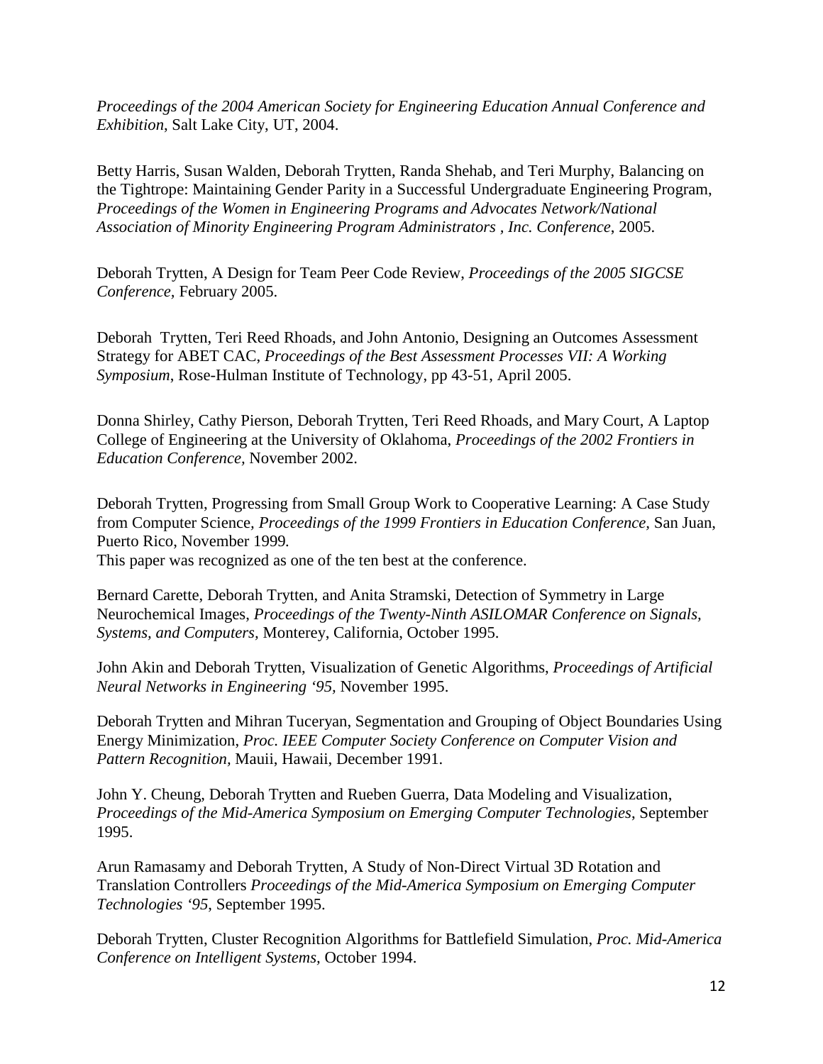*Proceedings of the 2004 American Society for Engineering Education Annual Conference and Exhibition*, Salt Lake City, UT, 2004.

Betty Harris, Susan Walden, Deborah Trytten, Randa Shehab, and Teri Murphy, Balancing on the Tightrope: Maintaining Gender Parity in a Successful Undergraduate Engineering Program, *Proceedings of the Women in Engineering Programs and Advocates Network/National Association of Minority Engineering Program Administrators , Inc. Conference*, 2005.

Deborah Trytten, A Design for Team Peer Code Review, *Proceedings of the 2005 SIGCSE Conference*, February 2005.

Deborah Trytten, Teri Reed Rhoads, and John Antonio, Designing an Outcomes Assessment Strategy for ABET CAC, *Proceedings of the Best Assessment Processes VII: A Working Symposium*, Rose-Hulman Institute of Technology, pp 43-51, April 2005.

Donna Shirley, Cathy Pierson, Deborah Trytten, Teri Reed Rhoads, and Mary Court, A Laptop College of Engineering at the University of Oklahoma, *Proceedings of the 2002 Frontiers in Education Conference*, November 2002.

Deborah Trytten, Progressing from Small Group Work to Cooperative Learning: A Case Study from Computer Science, *Proceedings of the 1999 Frontiers in Education Conference*, San Juan, Puerto Rico, November 1999.
This paper was recognized as one of the ten best at the conference.

Bernard Carette, Deborah Trytten, and Anita Stramski, Detection of Symmetry in Large Neurochemical Images, *Proceedings of the Twenty-Ninth ASILOMAR Conference on Signals, Systems, and Computers*, Monterey, California, October 1995.

John Akin and Deborah Trytten, Visualization of Genetic Algorithms, *Proceedings of Artificial Neural Networks in Engineering '95*, November 1995.

Deborah Trytten and Mihran Tuceryan, Segmentation and Grouping of Object Boundaries Using Energy Minimization, *Proc. IEEE Computer Society Conference on Computer Vision and Pattern Recognition*, Mauii, Hawaii, December 1991.

John Y. Cheung, Deborah Trytten and Rueben Guerra, Data Modeling and Visualization, *Proceedings of the Mid-America Symposium on Emerging Computer Technologies*, September 1995.

Arun Ramasamy and Deborah Trytten, A Study of Non-Direct Virtual 3D Rotation and Translation Controllers *Proceedings of the Mid-America Symposium on Emerging Computer Technologies '95*, September 1995.

Deborah Trytten, Cluster Recognition Algorithms for Battlefield Simulation, *Proc. Mid-America Conference on Intelligent Systems*, October 1994.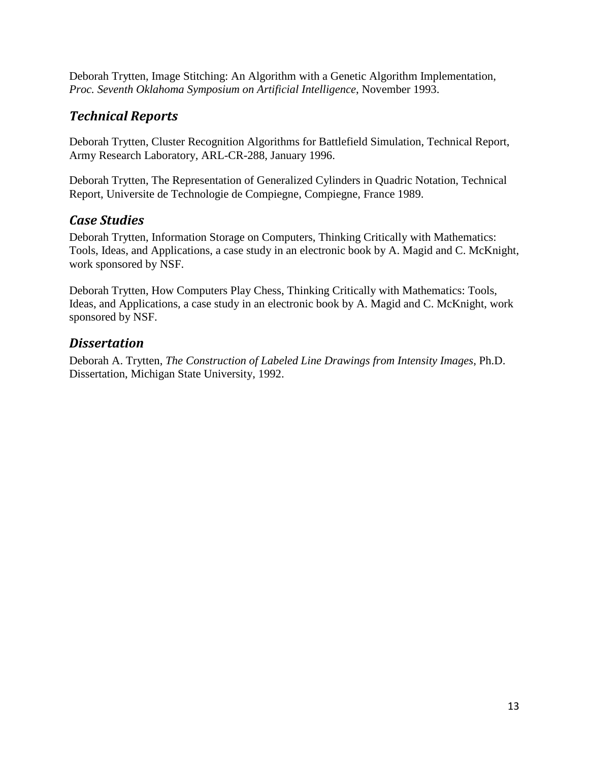Deborah Trytten, Image Stitching: An Algorithm with a Genetic Algorithm Implementation, *Proc. Seventh Oklahoma Symposium on Artificial Intelligence*, November 1993.

## *Technical Reports*

Deborah Trytten, Cluster Recognition Algorithms for Battlefield Simulation, Technical Report, Army Research Laboratory, ARL-CR-288, January 1996.

Deborah Trytten, The Representation of Generalized Cylinders in Quadric Notation, Technical Report, Universite de Technologie de Compiegne, Compiegne, France 1989.

## *Case Studies*

Deborah Trytten, Information Storage on Computers, Thinking Critically with Mathematics: Tools, Ideas, and Applications, a case study in an electronic book by A. Magid and C. McKnight, work sponsored by NSF.

Deborah Trytten, How Computers Play Chess, Thinking Critically with Mathematics: Tools, Ideas, and Applications, a case study in an electronic book by A. Magid and C. McKnight, work sponsored by NSF.

## *Dissertation*

Deborah A. Trytten, *The Construction of Labeled Line Drawings from Intensity Images*, Ph.D. Dissertation, Michigan State University, 1992.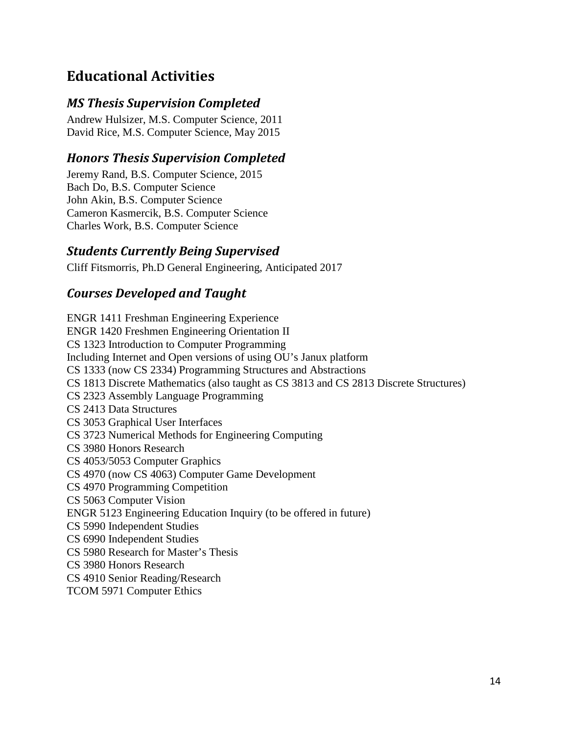# Educational Activities

## *MS Thesis Supervision Completed*

Andrew Hulsizer, M.S. Computer Science, 2011
David Rice, M.S. Computer Science, May 2015

## *Honors Thesis Supervision Completed*

Jeremy Rand, B.S. Computer Science, 2015
Bach Do, B.S. Computer Science
John Akin, B.S. Computer Science
Cameron Kasmercik, B.S. Computer Science
Charles Work, B.S. Computer Science

## *Students Currently Being Supervised*

Cliff Fitsmorris, Ph.D General Engineering, Anticipated 2017

## *Courses Developed and Taught*

ENGR 1411 Freshman Engineering Experience
ENGR 1420 Freshmen Engineering Orientation II
CS 1323 Introduction to Computer Programming
Including Internet and Open versions of using OU's Janux platform
CS 1333 (now CS 2334) Programming Structures and Abstractions
CS 1813 Discrete Mathematics (also taught as CS 3813 and CS 2813 Discrete Structures)
CS 2323 Assembly Language Programming
CS 2413 Data Structures
CS 3053 Graphical User Interfaces
CS 3723 Numerical Methods for Engineering Computing
CS 3980 Honors Research
CS 4053/5053 Computer Graphics
CS 4970 (now CS 4063) Computer Game Development
CS 4970 Programming Competition
CS 5063 Computer Vision
ENGR 5123 Engineering Education Inquiry (to be offered in future)
CS 5990 Independent Studies
CS 6990 Independent Studies
CS 5980 Research for Master's Thesis
CS 3980 Honors Research
CS 4910 Senior Reading/Research
TCOM 5971 Computer Ethics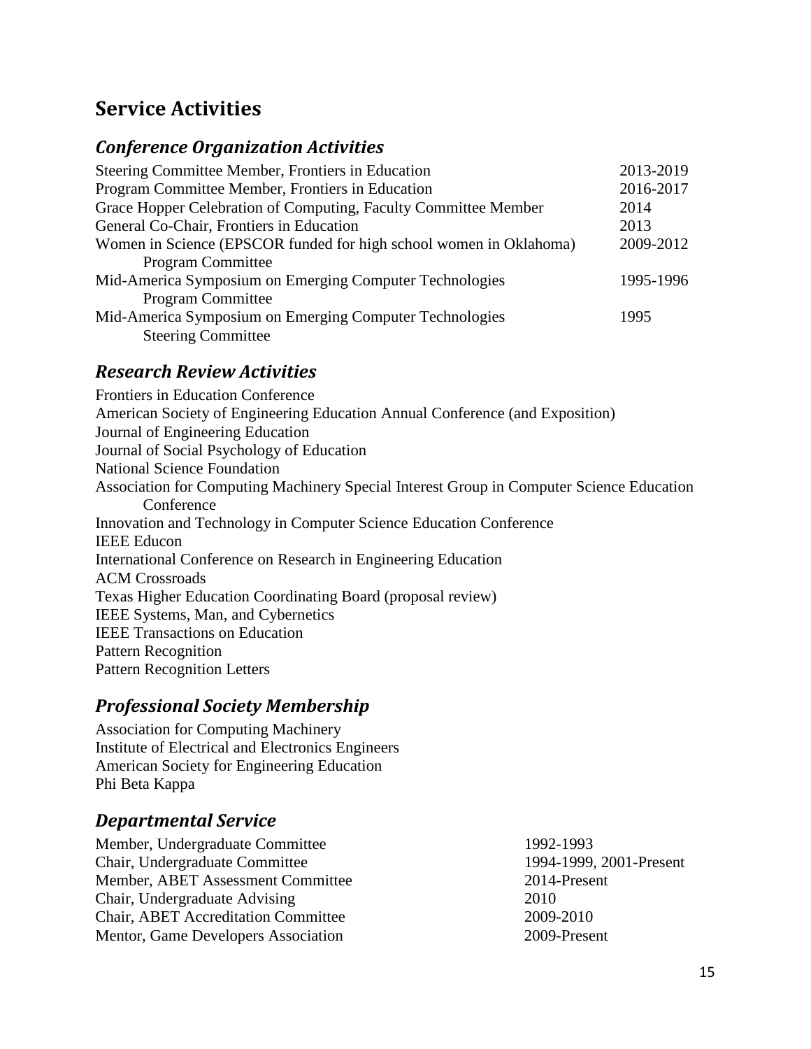## Service Activities

### *Conference Organization Activities*

| | |
|---|---|
| Steering Committee Member, Frontiers in Education | 2013-2019 |
| Program Committee Member, Frontiers in Education | 2016-2017 |
| Grace Hopper Celebration of Computing, Faculty Committee Member | 2014 |
| General Co-Chair, Frontiers in Education | 2013 |
| Women in Science (EPSCOR funded for high school women in Oklahoma) Program Committee | 2009-2012 |
| Mid-America Symposium on Emerging Computer Technologies Program Committee | 1995-1996 |
| Mid-America Symposium on Emerging Computer Technologies Steering Committee | 1995 |

### *Research Review Activities*

Frontiers in Education Conference
American Society of Engineering Education Annual Conference (and Exposition)
Journal of Engineering Education
Journal of Social Psychology of Education
National Science Foundation
Association for Computing Machinery Special Interest Group in Computer Science Education Conference
Innovation and Technology in Computer Science Education Conference
IEEE Educon
International Conference on Research in Engineering Education
ACM Crossroads
Texas Higher Education Coordinating Board (proposal review)
IEEE Systems, Man, and Cybernetics
IEEE Transactions on Education
Pattern Recognition
Pattern Recognition Letters

### *Professional Society Membership*

Association for Computing Machinery
Institute of Electrical and Electronics Engineers
American Society for Engineering Education
Phi Beta Kappa

### *Departmental Service*

| | |
|---|---|
| Member, Undergraduate Committee | 1992-1993 |
| Chair, Undergraduate Committee | 1994-1999, 2001-Present |
| Member, ABET Assessment Committee | 2014-Present |
| Chair, Undergraduate Advising | 2010 |
| Chair, ABET Accreditation Committee | 2009-2010 |
| Mentor, Game Developers Association | 2009-Present |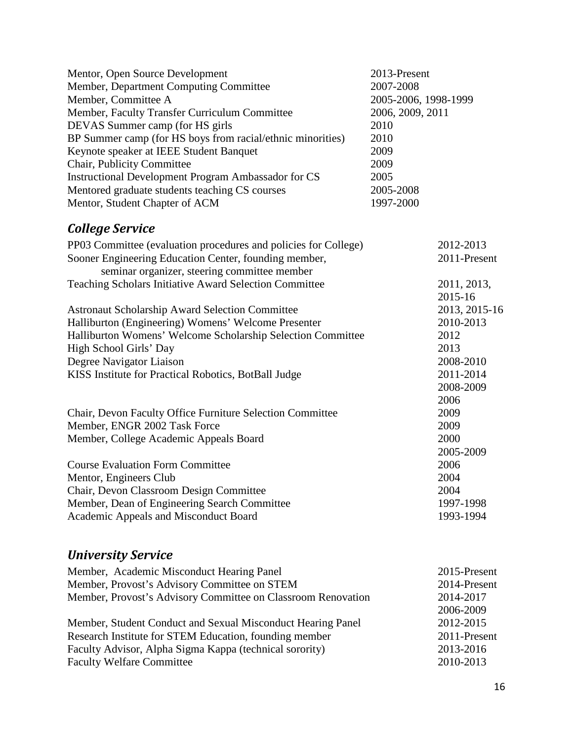| | |
|---|---|
| Mentor, Open Source Development | 2013-Present |
| Member, Department Computing Committee | 2007-2008 |
| Member, Committee A | 2005-2006, 1998-1999 |
| Member, Faculty Transfer Curriculum Committee | 2006, 2009, 2011 |
| DEVAS Summer camp (for HS girls | 2010 |
| BP Summer camp (for HS boys from racial/ethnic minorities) | 2010 |
| Keynote speaker at IEEE Student Banquet | 2009 |
| Chair, Publicity Committee | 2009 |
| Instructional Development Program Ambassador for CS | 2005 |
| Mentored graduate students teaching CS courses | 2005-2008 |
| Mentor, Student Chapter of ACM | 1997-2000 |

## *College Service*

| | |
|---|---|
| PP03 Committee (evaluation procedures and policies for College) | 2012-2013 |
| Sooner Engineering Education Center, founding member, seminar organizer, steering committee member | 2011-Present |
| Teaching Scholars Initiative Award Selection Committee | 2011, 2013, 2015-16 |
| Astronaut Scholarship Award Selection Committee | 2013, 2015-16 |
| Halliburton (Engineering) Womens' Welcome Presenter | 2010-2013 |
| Halliburton Womens' Welcome Scholarship Selection Committee | 2012 |
| High School Girls' Day | 2013 |
| Degree Navigator Liaison | 2008-2010 |
| KISS Institute for Practical Robotics, BotBall Judge | 2011-2014<br>2008-2009<br>2006 |
| Chair, Devon Faculty Office Furniture Selection Committee | 2009 |
| Member, ENGR 2002 Task Force | 2009 |
| Member, College Academic Appeals Board | 2000<br>2005-2009 |
| Course Evaluation Form Committee | 2006 |
| Mentor, Engineers Club | 2004 |
| Chair, Devon Classroom Design Committee | 2004 |
| Member, Dean of Engineering Search Committee | 1997-1998 |
| Academic Appeals and Misconduct Board | 1993-1994 |

## *University Service*

| | |
|---|---|
| Member, Academic Misconduct Hearing Panel | 2015-Present |
| Member, Provost's Advisory Committee on STEM | 2014-Present |
| Member, Provost's Advisory Committee on Classroom Renovation | 2014-2017<br>2006-2009 |
| Member, Student Conduct and Sexual Misconduct Hearing Panel | 2012-2015 |
| Research Institute for STEM Education, founding member | 2011-Present |
| Faculty Advisor, Alpha Sigma Kappa (technical sorority) | 2013-2016 |
| Faculty Welfare Committee | 2010-2013 |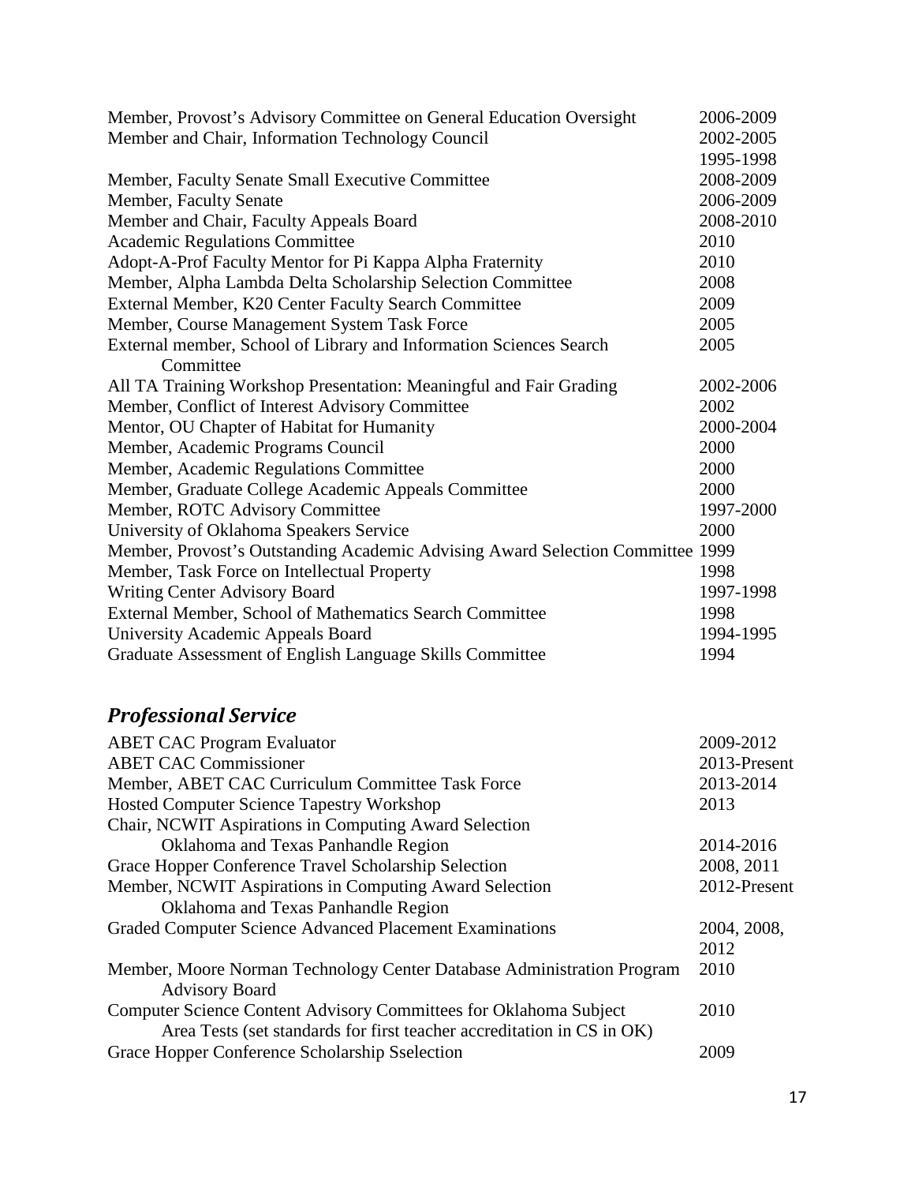| | |
|---|---|
| Member, Provost's Advisory Committee on General Education Oversight | 2006-2009 |
| Member and Chair, Information Technology Council | 2002-2005<br>1995-1998 |
| Member, Faculty Senate Small Executive Committee | 2008-2009 |
| Member, Faculty Senate | 2006-2009 |
| Member and Chair, Faculty Appeals Board | 2008-2010 |
| Academic Regulations Committee | 2010 |
| Adopt-A-Prof Faculty Mentor for Pi Kappa Alpha Fraternity | 2010 |
| Member, Alpha Lambda Delta Scholarship Selection Committee | 2008 |
| External Member, K20 Center Faculty Search Committee | 2009 |
| Member, Course Management System Task Force | 2005 |
| External member, School of Library and Information Sciences Search Committee | 2005 |
| All TA Training Workshop Presentation: Meaningful and Fair Grading | 2002-2006 |
| Member, Conflict of Interest Advisory Committee | 2002 |
| Mentor, OU Chapter of Habitat for Humanity | 2000-2004 |
| Member, Academic Programs Council | 2000 |
| Member, Academic Regulations Committee | 2000 |
| Member, Graduate College Academic Appeals Committee | 2000 |
| Member, ROTC Advisory Committee | 1997-2000 |
| University of Oklahoma Speakers Service | 2000 |
| Member, Provost's Outstanding Academic Advising Award Selection Committee | 1999 |
| Member, Task Force on Intellectual Property | 1998 |
| Writing Center Advisory Board | 1997-1998 |
| External Member, School of Mathematics Search Committee | 1998 |
| University Academic Appeals Board | 1994-1995 |
| Graduate Assessment of English Language Skills Committee | 1994 |

## *Professional Service*

| | |
|---|---|
| ABET CAC Program Evaluator | 2009-2012 |
| ABET CAC Commissioner | 2013-Present |
| Member, ABET CAC Curriculum Committee Task Force | 2013-2014 |
| Hosted Computer Science Tapestry Workshop | 2013 |
| Chair, NCWIT Aspirations in Computing Award Selection Oklahoma and Texas Panhandle Region | 2014-2016 |
| Grace Hopper Conference Travel Scholarship Selection | 2008, 2011 |
| Member, NCWIT Aspirations in Computing Award Selection Oklahoma and Texas Panhandle Region | 2012-Present |
| Graded Computer Science Advanced Placement Examinations | 2004, 2008, 2012 |
| Member, Moore Norman Technology Center Database Administration Program Advisory Board | 2010 |
| Computer Science Content Advisory Committees for Oklahoma Subject Area Tests (set standards for first teacher accreditation in CS in OK) | 2010 |
| Grace Hopper Conference Scholarship Sselection | 2009 |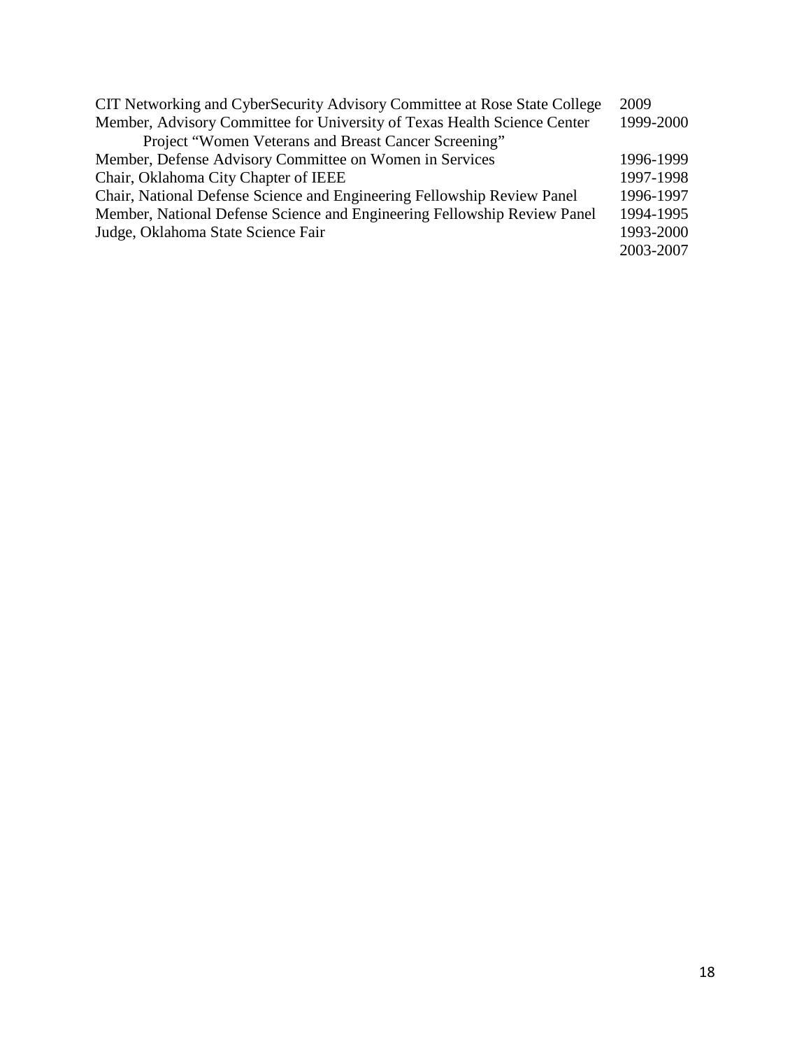| | |
|---|---|
| CIT Networking and CyberSecurity Advisory Committee at Rose State College | 2009 |
| Member, Advisory Committee for University of Texas Health Science Center Project "Women Veterans and Breast Cancer Screening" | 1999-2000 |
| Member, Defense Advisory Committee on Women in Services | 1996-1999 |
| Chair, Oklahoma City Chapter of IEEE | 1997-1998 |
| Chair, National Defense Science and Engineering Fellowship Review Panel | 1996-1997 |
| Member, National Defense Science and Engineering Fellowship Review Panel | 1994-1995 |
| Judge, Oklahoma State Science Fair | 1993-2000<br>2003-2007 |